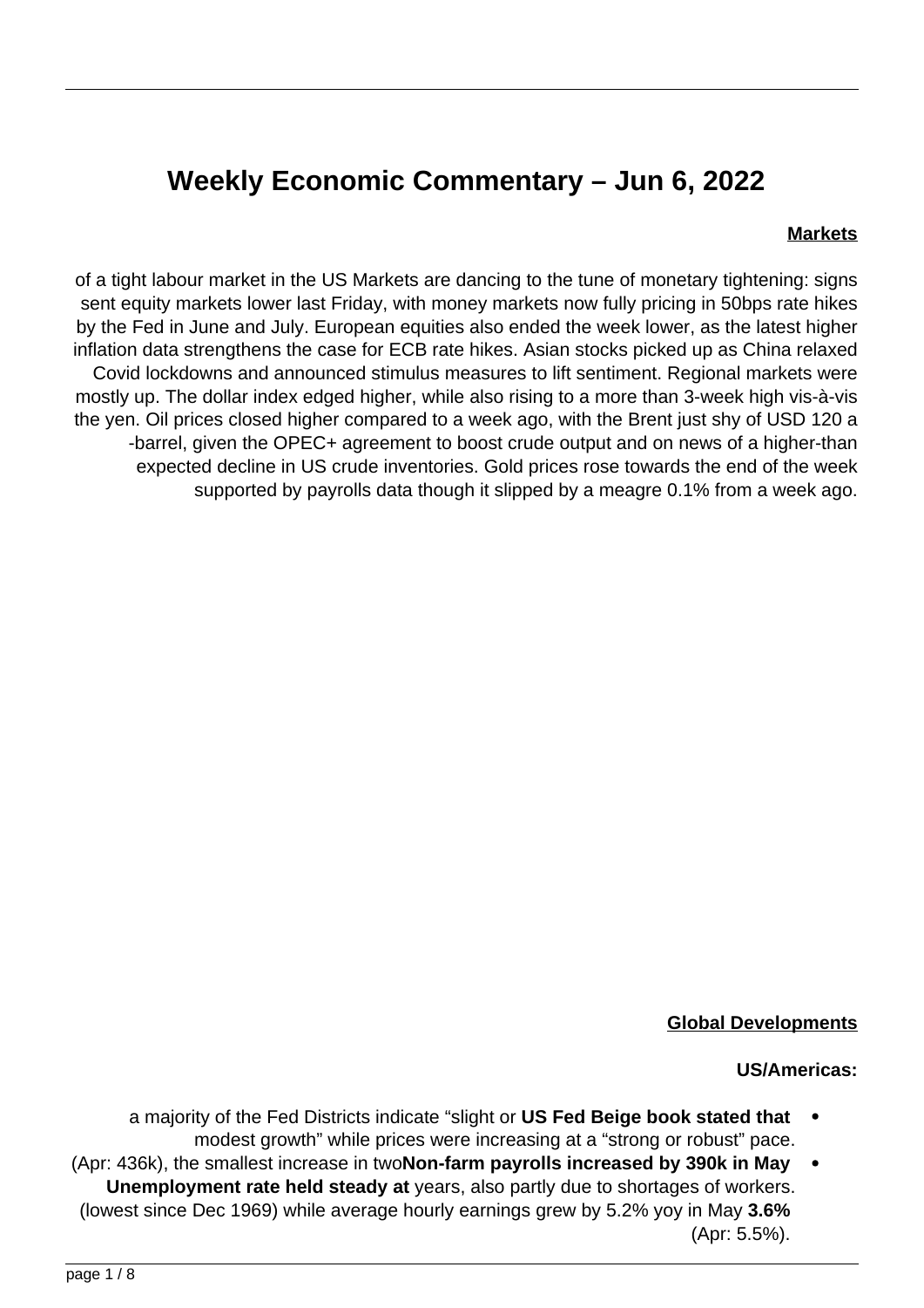# Weekly Economic Commentary – Jun 6, 2022

## Markets

Markets are dancing to the tune of monetary tightening: signs of a tight labour market in the US sent equity markets lower last Friday, with money markets now fully pricing in 50bps rate hikes by the Fed in June and July. European equities also ended the week lower, as the latest higher inflation data strengthens the case for ECB rate hikes. Asian stocks picked up as China relaxed Covid lockdowns and announced stimulus measures to lift sentiment. Regional markets were mostly up. The dollar index edged higher, while also rising to a more than 3-week high vis-à-vis the yen. Oil prices closed higher compared to a week ago, with the Brent just shy of USD 120 a-barrel, given the OPEC+ agreement to boost crude output and on news of a higher-than expected decline in US crude inventories. Gold prices rose towards the end of the week supported by payrolls data though it slipped by a meagre 0.1% from a week ago.

## Global Developments

### US/Americas:

- **US Fed Beige book stated that** a majority of the Fed Districts indicate "slight or modest growth" while prices were increasing at a "strong or robust" pace.
- **Non-farm payrolls increased by 390k in May** (Apr: 436k), the smallest increase in two years, also partly due to shortages of workers. **Unemployment rate held steady at 3.6%** (lowest since Dec 1969) while average hourly earnings grew by 5.2% yoy in May (Apr: 5.5%).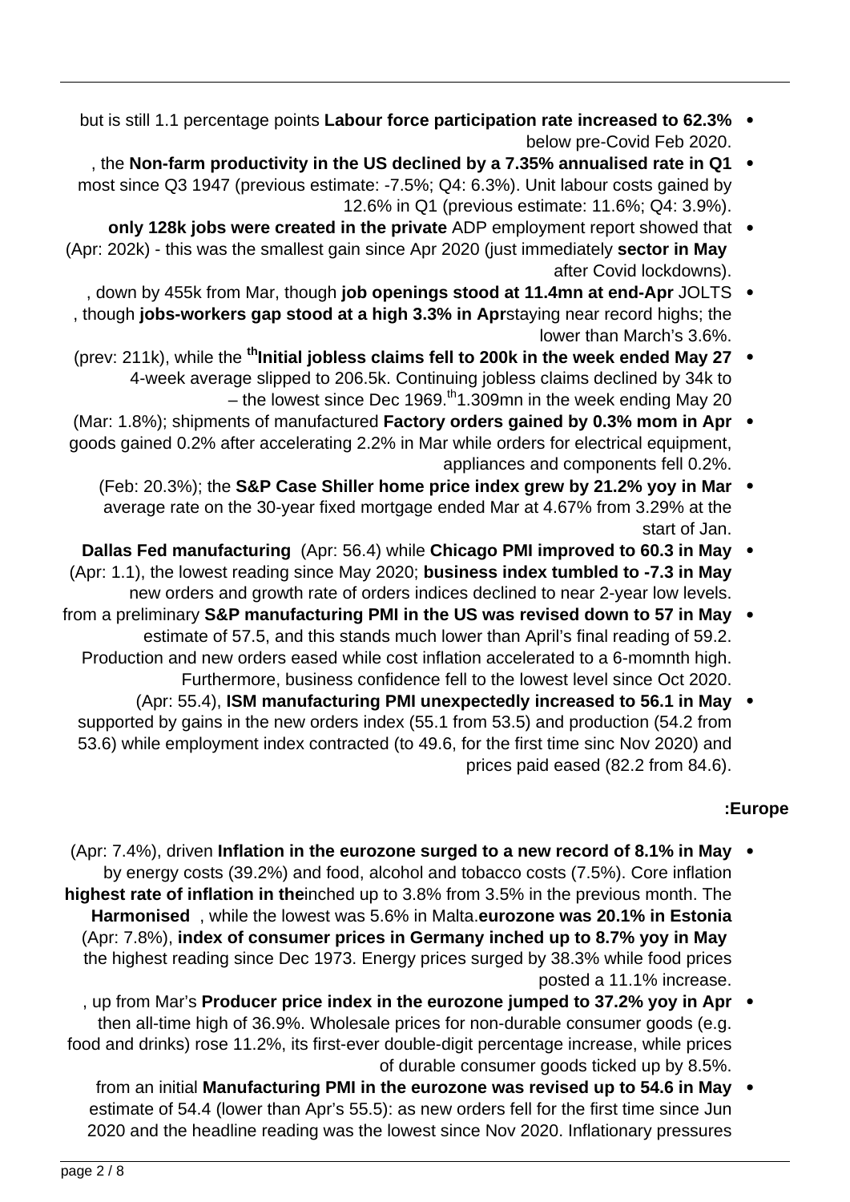- **Labour force participation rate increased to 62.3%** but is still 1.1 percentage points below pre-Covid Feb 2020.
- **Non-farm productivity in the US declined by a 7.35% annualised rate in Q1**, the most since Q3 1947 (previous estimate: -7.5%; Q4: 6.3%). Unit labour costs gained by 12.6% in Q1 (previous estimate: 11.6%; Q4: 3.9%).
- ADP employment report showed that **only 128k jobs were created in the private sector in May** (Apr: 202k) - this was the smallest gain since Apr 2020 (just immediately after Covid lockdowns).
- JOLTS **job openings stood at 11.4mn at end-Apr**, down by 455k from Mar, though staying near record highs; the **jobs-workers gap stood at a high 3.3% in Apr**, though lower than March's 3.6%.
- **Initial jobless claims fell to 200k in the week ended May 27th** (prev: 211k), while the 4-week average slipped to 206.5k. Continuing jobless claims declined by 34k to 1.309mn in the week ending May 20th – the lowest since Dec 1969.
- **Factory orders gained by 0.3% mom in Apr** (Mar: 1.8%); shipments of manufactured goods gained 0.2% after accelerating 2.2% in Mar while orders for electrical equipment, appliances and components fell 0.2%.
- **S&P Case Shiller home price index grew by 21.2% yoy in Mar** (Feb: 20.3%); the average rate on the 30-year fixed mortgage ended Mar at 4.67% from 3.29% at the start of Jan.
- **Chicago PMI improved to 60.3 in May** (Apr: 56.4) while **Dallas Fed manufacturing business index tumbled to -7.3 in May** (Apr: 1.1), the lowest reading since May 2020; new orders and growth rate of orders indices declined to near 2-year low levels.
- **S&P manufacturing PMI in the US was revised down to 57 in May** from a preliminary estimate of 57.5, and this stands much lower than April's final reading of 59.2. Production and new orders eased while cost inflation accelerated to a 6-momnth high. Furthermore, business confidence fell to the lowest level since Oct 2020.
- **ISM manufacturing PMI unexpectedly increased to 56.1 in May** (Apr: 55.4), supported by gains in the new orders index (55.1 from 53.5) and production (54.2 from 53.6) while employment index contracted (to 49.6, for the first time sinc Nov 2020) and prices paid eased (82.2 from 84.6).

**Europe:**

- **Inflation in the eurozone surged to a new record of 8.1% in May** (Apr: 7.4%), driven by energy costs (39.2%) and food, alcohol and tobacco costs (7.5%). Core inflation inched up to 3.8% from 3.5% in the previous month. The **highest rate of inflation in the eurozone was 20.1% in Estonia**, while the lowest was 5.6% in Malta. **Harmonised index of consumer prices in Germany inched up to 8.7% yoy in May** (Apr: 7.8%), the highest reading since Dec 1973. Energy prices surged by 38.3% while food prices posted a 11.1% increase.
- **Producer price index in the eurozone jumped to 37.2% yoy in Apr**, up from Mar's then all-time high of 36.9%. Wholesale prices for non-durable consumer goods (e.g. food and drinks) rose 11.2%, its first-ever double-digit percentage increase, while prices of durable consumer goods ticked up by 8.5%.
- **Manufacturing PMI in the eurozone was revised up to 54.6 in May** from an initial estimate of 54.4 (lower than Apr's 55.5): as new orders fell for the first time since Jun 2020 and the headline reading was the lowest since Nov 2020. Inflationary pressures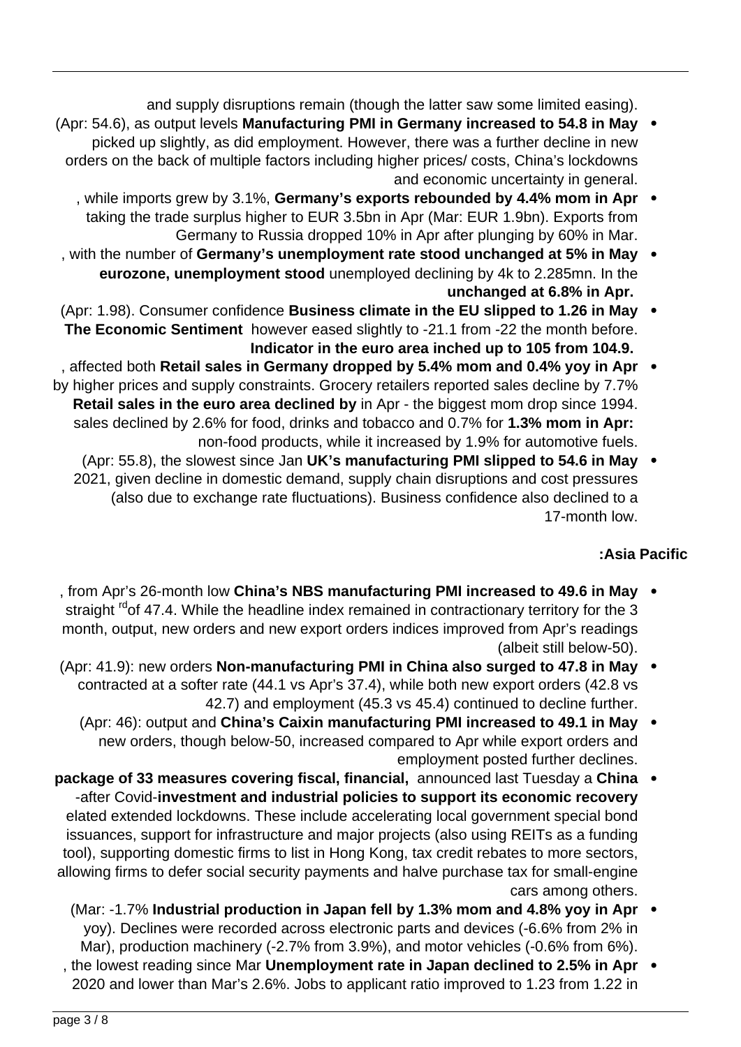and supply disruptions remain (though the latter saw some limited easing).

- **Manufacturing PMI in Germany increased to 54.8 in May** (Apr: 54.6), as output levels picked up slightly, as did employment. However, there was a further decline in new orders on the back of multiple factors including higher prices/ costs, China's lockdowns and economic uncertainty in general.
- **Germany's exports rebounded by 4.4% mom in Apr**, while imports grew by 3.1%, taking the trade surplus higher to EUR 3.5bn in Apr (Mar: EUR 1.9bn). Exports from Germany to Russia dropped 10% in Apr after plunging by 60% in Mar.
- **Germany's unemployment rate stood unchanged at 5% in May**, with the number of unemployed declining by 4k to 2.285mn. In the **eurozone, unemployment stood unchanged at 6.8% in Apr.**
- **Business climate in the EU slipped to 1.26 in May** (Apr: 1.98). Consumer confidence however eased slightly to -21.1 from -22 the month before. **The Economic Sentiment Indicator in the euro area inched up to 105 from 104.9.**
- **Retail sales in Germany dropped by 5.4% mom and 0.4% yoy in Apr**, affected both by higher prices and supply constraints. Grocery retailers reported sales decline by 7.7% in Apr - the biggest mom drop since 1994. **Retail sales in the euro area declined by 1.3% mom in Apr:** sales declined by 2.6% for food, drinks and tobacco and 0.7% for non-food products, while it increased by 1.9% for automotive fuels.
- **UK's manufacturing PMI slipped to 54.6 in May** (Apr: 55.8), the slowest since Jan 2021, given decline in domestic demand, supply chain disruptions and cost pressures (also due to exchange rate fluctuations). Business confidence also declined to a 17-month low.

**Asia Pacific:**

- **China's NBS manufacturing PMI increased to 49.6 in May**, from Apr's 26-month low of 47.4. While the headline index remained in contractionary territory for the 3rd straight month, output, new orders and new export orders indices improved from Apr's readings (albeit still below-50).
- **Non-manufacturing PMI in China also surged to 47.8 in May** (Apr: 41.9): new orders contracted at a softer rate (44.1 vs Apr's 37.4), while both new export orders (42.8 vs 42.7) and employment (45.3 vs 45.4) continued to decline further.
- **China's Caixin manufacturing PMI increased to 49.1 in May** (Apr: 46): output and new orders, though below-50, increased compared to Apr while export orders and employment posted further declines.
- **China** announced last Tuesday a **package of 33 measures covering fiscal, financial, investment and industrial policies to support its economic recovery** after Covid-related extended lockdowns. These include accelerating local government special bond issuances, support for infrastructure and major projects (also using REITs as a funding tool), supporting domestic firms to list in Hong Kong, tax credit rebates to more sectors, allowing firms to defer social security payments and halve purchase tax for small-engine cars among others.
- **Industrial production in Japan fell by 1.3% mom and 4.8% yoy in Apr** (Mar: -1.7% yoy). Declines were recorded across electronic parts and devices (-6.6% from 2% in Mar), production machinery (-2.7% from 3.9%), and motor vehicles (-0.6% from 6%).
- **Unemployment rate in Japan declined to 2.5% in Apr**, the lowest reading since Mar 2020 and lower than Mar's 2.6%. Jobs to applicant ratio improved to 1.23 from 1.22 in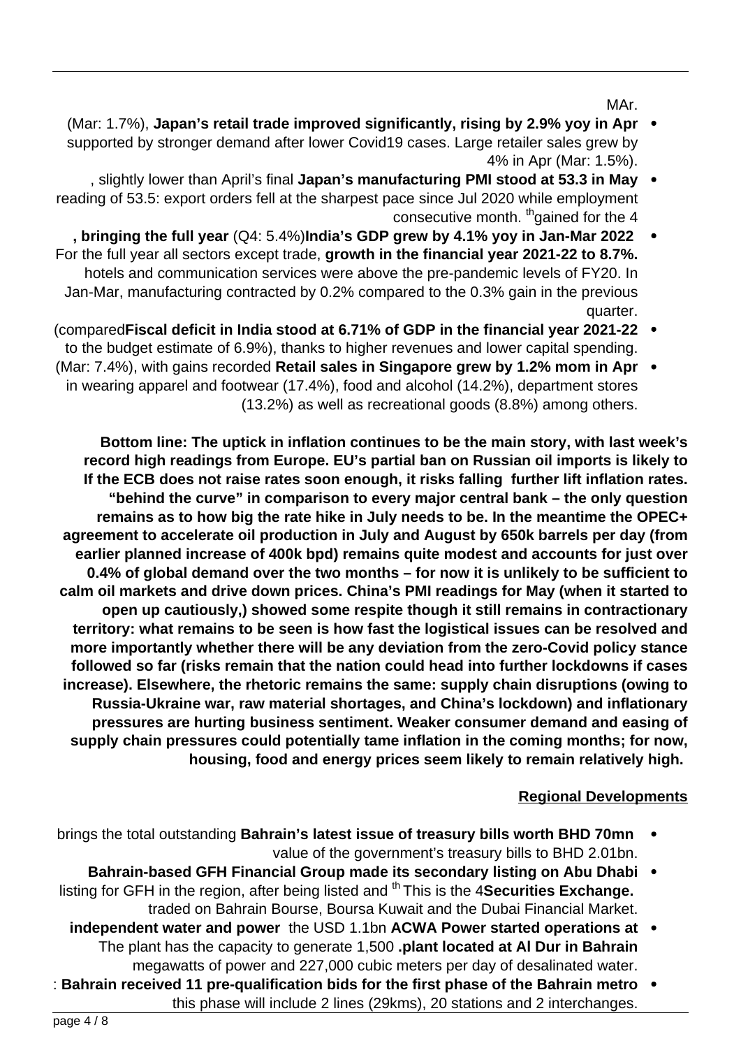MAr.

- **Japan's retail trade improved significantly, rising by 2.9% yoy in Apr** (Mar: 1.7%), supported by stronger demand after lower Covid19 cases. Large retailer sales grew by 4% in Apr (Mar: 1.5%).
- **Japan's manufacturing PMI stood at 53.3 in May**, slightly lower than April's final reading of 53.5: export orders fell at the sharpest pace since Jul 2020 while employment gained for the 4th consecutive month.
- **India's GDP grew by 4.1% yoy in Jan-Mar 2022** (Q4: 5.4%)**, bringing the full year growth in the financial year 2021-22 to 8.7%.** For the full year all sectors except trade, hotels and communication services were above the pre-pandemic levels of FY20. In Jan-Mar, manufacturing contracted by 0.2% compared to the 0.3% gain in the previous quarter.
- **Fiscal deficit in India stood at 6.71% of GDP in the financial year 2021-22** (compared to the budget estimate of 6.9%), thanks to higher revenues and lower capital spending.
- **Retail sales in Singapore grew by 1.2% mom in Apr** (Mar: 7.4%), with gains recorded in wearing apparel and footwear (17.4%), food and alcohol (14.2%), department stores (13.2%) as well as recreational goods (8.8%) among others.

**Bottom line: The uptick in inflation continues to be the main story, with last week's record high readings from Europe. EU's partial ban on Russian oil imports is likely to further lift inflation rates. If the ECB does not raise rates soon enough, it risks falling "behind the curve" in comparison to every major central bank – the only question remains as to how big the rate hike in July needs to be. In the meantime the OPEC+ agreement to accelerate oil production in July and August by 650k barrels per day (from earlier planned increase of 400k bpd) remains quite modest and accounts for just over 0.4% of global demand over the two months – for now it is unlikely to be sufficient to calm oil markets and drive down prices. China's PMI readings for May (when it started to open up cautiously,) showed some respite though it still remains in contractionary territory: what remains to be seen is how fast the logistical issues can be resolved and more importantly whether there will be any deviation from the zero-Covid policy stance followed so far (risks remain that the nation could head into further lockdowns if cases increase). Elsewhere, the rhetoric remains the same: supply chain disruptions (owing to Russia-Ukraine war, raw material shortages, and China's lockdown) and inflationary pressures are hurting business sentiment. Weaker consumer demand and easing of supply chain pressures could potentially tame inflation in the coming months; for now, housing, food and energy prices seem likely to remain relatively high.**

## Regional Developments

- **Bahrain's latest issue of treasury bills worth BHD 70mn** brings the total outstanding value of the government's treasury bills to BHD 2.01bn.
- **Bahrain-based GFH Financial Group made its secondary listing on Abu Dhabi Securities Exchange.** This is the 4th listing for GFH in the region, after being listed and traded on Bahrain Bourse, Boursa Kuwait and the Dubai Financial Market.
- **ACWA Power started operations at** the USD 1.1bn **independent water and power plant located at Al Dur in Bahrain.** The plant has the capacity to generate 1,500 megawatts of power and 227,000 cubic meters per day of desalinated water.
- **Bahrain received 11 pre-qualification bids for the first phase of the Bahrain metro**: this phase will include 2 lines (29kms), 20 stations and 2 interchanges.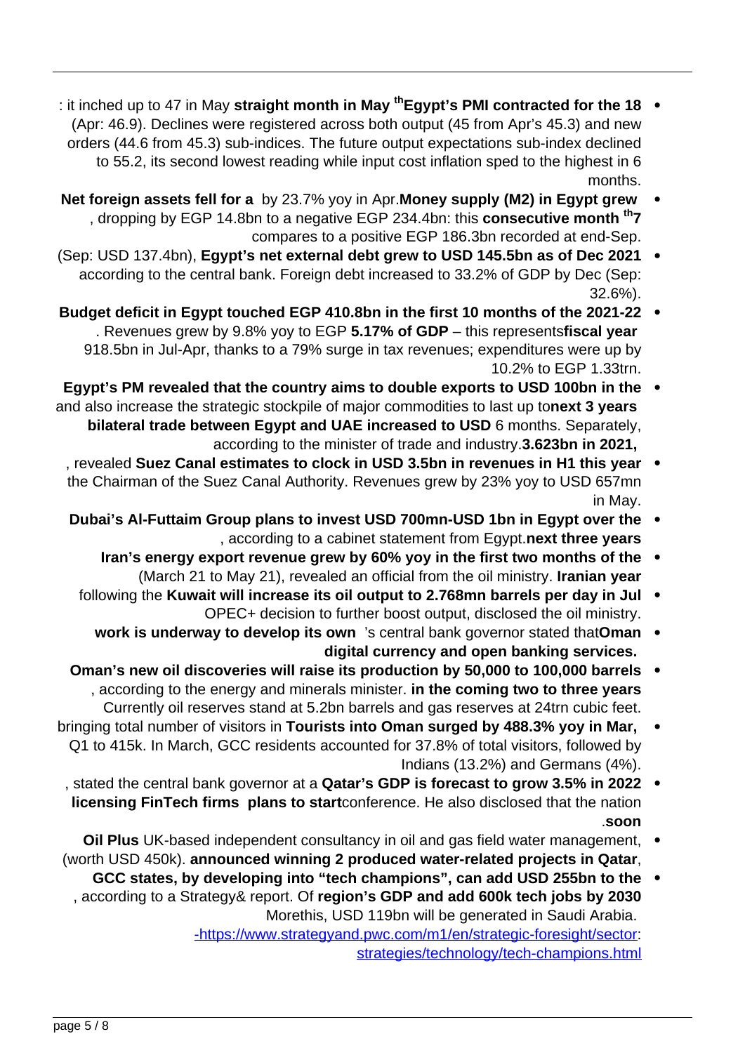- **Egypt's PMI contracted for the 18th straight month in May**: it inched up to 47 in May (Apr: 46.9). Declines were registered across both output (45 from Apr's 45.3) and new orders (44.6 from 45.3) sub-indices. The future output expectations sub-index declined to 55.2, its second lowest reading while input cost inflation sped to the highest in 6 months.
- **Money supply (M2) in Egypt grew** by 23.7% yoy in Apr. **Net foreign assets fell for a 7th consecutive month**, dropping by EGP 14.8bn to a negative EGP 234.4bn: this compares to a positive EGP 186.3bn recorded at end-Sep.
- **Egypt's net external debt grew to USD 145.5bn as of Dec 2021** (Sep: USD 137.4bn), according to the central bank. Foreign debt increased to 33.2% of GDP by Dec (Sep: 32.6%).
- **Budget deficit in Egypt touched EGP 410.8bn in the first 10 months of the 2021-22 fiscal year** – this represents **5.17% of GDP**. Revenues grew by 9.8% yoy to EGP 918.5bn in Jul-Apr, thanks to a 79% surge in tax revenues; expenditures were up by 10.2% to EGP 1.33trn.
- **Egypt's PM revealed that the country aims to double exports to USD 100bn in the next 3 years** and also increase the strategic stockpile of major commodities to last up to 6 months. Separately, **bilateral trade between Egypt and UAE increased to USD 3.623bn in 2021,** according to the minister of trade and industry.
- **Suez Canal estimates to clock in USD 3.5bn in revenues in H1 this year**, revealed the Chairman of the Suez Canal Authority. Revenues grew by 23% yoy to USD 657mn in May.
- **Dubai's Al-Futtaim Group plans to invest USD 700mn-USD 1bn in Egypt over the next three years**, according to a cabinet statement from Egypt.
- **Iran's energy export revenue grew by 60% yoy in the first two months of the Iranian year** (March 21 to May 21), revealed an official from the oil ministry.
- **Kuwait will increase its oil output to 2.768mn barrels per day in Jul** following the OPEC+ decision to further boost output, disclosed the oil ministry.
- **Oman**'s central bank governor stated that **work is underway to develop its own digital currency and open banking services.**
- **Oman's new oil discoveries will raise its production by 50,000 to 100,000 barrels in the coming two to three years**, according to the energy and minerals minister. Currently oil reserves stand at 5.2bn barrels and gas reserves at 24trn cubic feet.
- **Tourists into Oman surged by 488.3% yoy in Mar,** bringing total number of visitors in Q1 to 415k. In March, GCC residents accounted for 37.8% of total visitors, followed by Indians (13.2%) and Germans (4%).
- **Qatar's GDP is forecast to grow 3.5% in 2022**, stated the central bank governor at a conference. He also disclosed that the nation **plans to start licensing FinTech firms soon**.
- **Oil Plus** UK-based independent consultancy in oil and gas field water management, **announced winning 2 produced water-related projects in Qatar**, (worth USD 450k).
- **GCC states, by developing into "tech champions", can add USD 255bn to the region's GDP and add 600k tech jobs by 2030**, according to a Strategy& report. Of this, USD 119bn will be generated in Saudi Arabia. More: https://www.strategyand.pwc.com/m1/en/strategic-foresight/sector-strategies/technology/tech-champions.html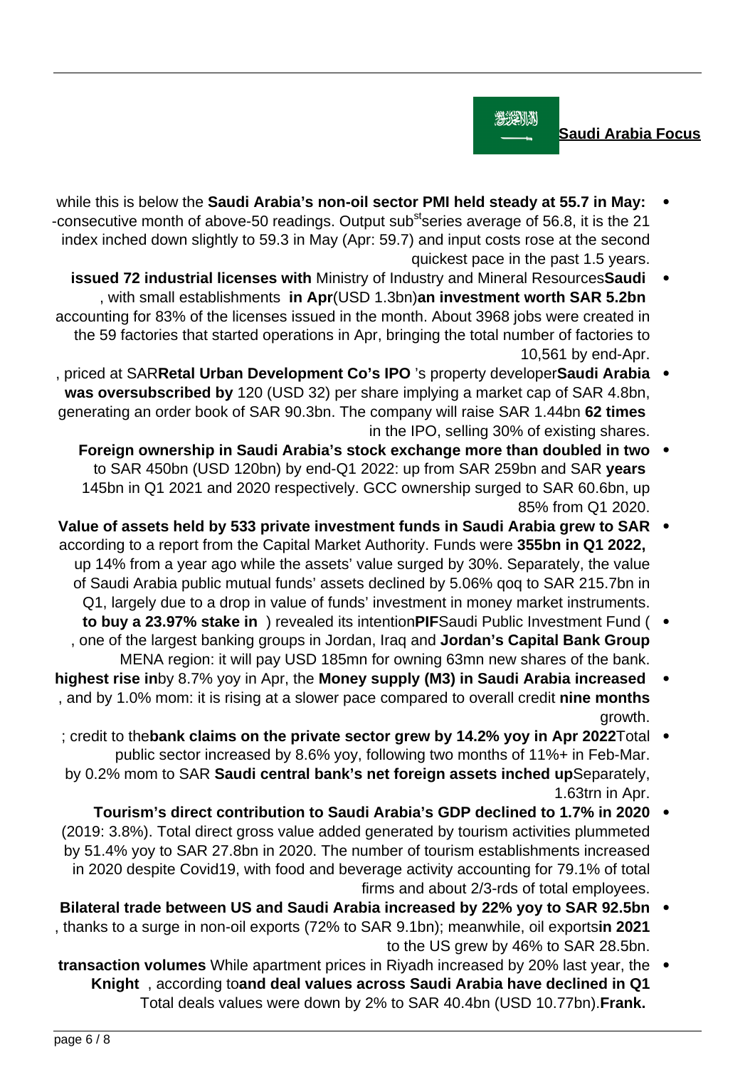- **Saudi Arabia's non-oil sector PMI held steady at 55.7 in May:** while this is below the series average of 56.8, it is the 21st consecutive month of above-50 readings. Output sub-index inched down slightly to 59.3 in May (Apr: 59.7) and input costs rose at the second quickest pace in the past 1.5 years.
- **Saudi** Ministry of Industry and Mineral Resources **issued 72 industrial licenses with an investment worth SAR 5.2bn** (USD 1.3bn) **in Apr**, with small establishments accounting for 83% of the licenses issued in the month. About 3968 jobs were created in the 59 factories that started operations in Apr, bringing the total number of factories to 10,561 by end-Apr.
- **Saudi Arabia**'s property developer **Retal Urban Development Co's IPO was oversubscribed by 62 times**, priced at SAR 120 (USD 32) per share implying a market cap of SAR 4.8bn, generating an order book of SAR 90.3bn. The company will raise SAR 1.44bn in the IPO, selling 30% of existing shares.
- **Foreign ownership in Saudi Arabia's stock exchange more than doubled in two years** to SAR 450bn (USD 120bn) by end-Q1 2022: up from SAR 259bn and SAR 145bn in Q1 2021 and 2020 respectively. GCC ownership surged to SAR 60.6bn, up 85% from Q1 2020.
- **Value of assets held by 533 private investment funds in Saudi Arabia grew to SAR 355bn in Q1 2022,** according to a report from the Capital Market Authority. Funds were up 14% from a year ago while the assets' value surged by 30%. Separately, the value of Saudi Arabia public mutual funds' assets declined by 5.06% qoq to SAR 215.7bn in Q1, largely due to a drop in value of funds' investment in money market instruments.
- Saudi Public Investment Fund (**PIF**) revealed its intention **to buy a 23.97% stake in Jordan's Capital Bank Group**, one of the largest banking groups in Jordan, Iraq and MENA region: it will pay USD 185mn for owning 63mn new shares of the bank.
- **Money supply (M3) in Saudi Arabia increased** by 8.7% yoy in Apr, the **highest rise in nine months**, and by 1.0% mom: it is rising at a slower pace compared to overall credit growth.
- Total **bank claims on the private sector grew by 14.2% yoy in Apr 2022**; credit to the public sector increased by 8.6% yoy, following two months of 11%+ in Feb-Mar. Separately, **Saudi central bank's net foreign assets inched up** by 0.2% mom to SAR 1.63trn in Apr.
- **Tourism's direct contribution to Saudi Arabia's GDP declined to 1.7% in 2020** (2019: 3.8%). Total direct gross value added generated by tourism activities plummeted by 51.4% yoy to SAR 27.8bn in 2020. The number of tourism establishments increased in 2020 despite Covid19, with food and beverage activity accounting for 79.1% of total firms and about 2/3-rds of total employees.
- **Bilateral trade between US and Saudi Arabia increased by 22% yoy to SAR 92.5bn in 2021**, thanks to a surge in non-oil exports (72% to SAR 9.1bn); meanwhile, oil exports to the US grew by 46% to SAR 28.5bn.
- While apartment prices in Riyadh increased by 20% last year, the **transaction volumes and deal values across Saudi Arabia have declined in Q1**, according to **Knight Frank.** Total deals values were down by 2% to SAR 40.4bn (USD 10.77bn).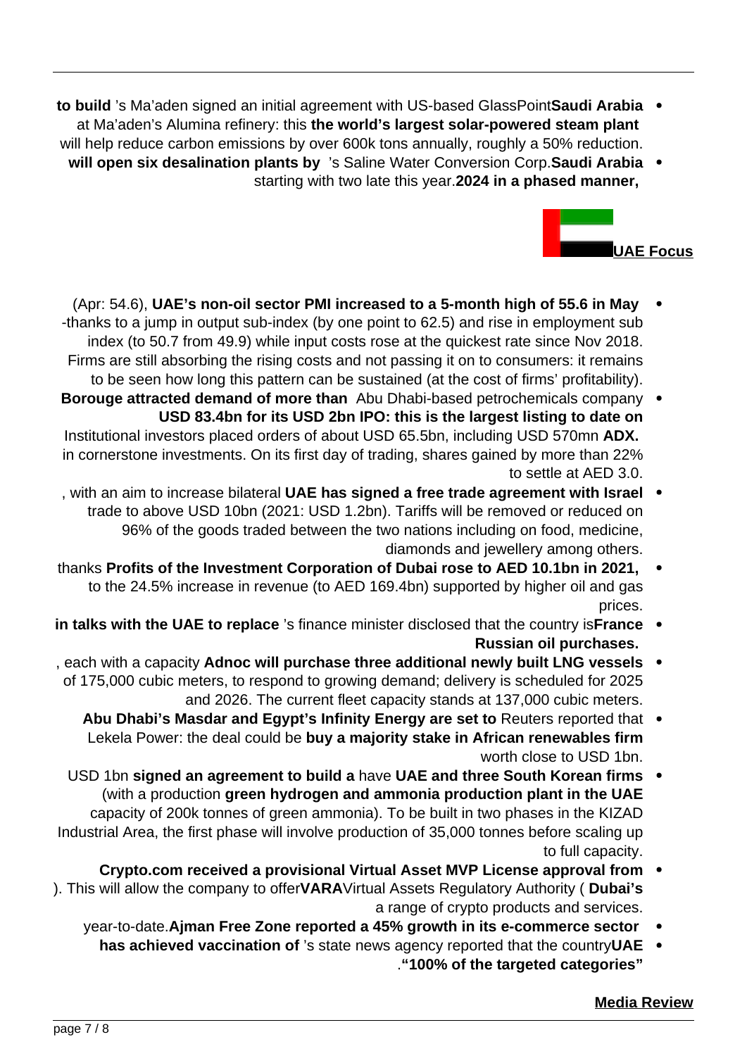- **Saudi Arabia**'s Ma'aden signed an initial agreement with US-based GlassPoint **to build the world's largest solar-powered steam plant** at Ma'aden's Alumina refinery: this will help reduce carbon emissions by over 600k tons annually, roughly a 50% reduction.
- **Saudi Arabia**'s Saline Water Conversion Corp. **will open six desalination plants by 2024 in a phased manner,** starting with two late this year.

## UAE Focus

- **UAE's non-oil sector PMI increased to a 5-month high of 55.6 in May** (Apr: 54.6), thanks to a jump in output sub-index (by one point to 62.5) and rise in employment sub-index (to 50.7 from 49.9) while input costs rose at the quickest rate since Nov 2018. Firms are still absorbing the rising costs and not passing it on to consumers: it remains to be seen how long this pattern can be sustained (at the cost of firms' profitability).
- Abu Dhabi-based petrochemicals company **Borouge attracted demand of more than USD 83.4bn for its USD 2bn IPO: this is the largest listing to date on ADX.** Institutional investors placed orders of about USD 65.5bn, including USD 570mn in cornerstone investments. On its first day of trading, shares gained by more than 22% to settle at AED 3.0.
- **UAE has signed a free trade agreement with Israel**, with an aim to increase bilateral trade to above USD 10bn (2021: USD 1.2bn). Tariffs will be removed or reduced on 96% of the goods traded between the two nations including on food, medicine, diamonds and jewellery among others.
- **Profits of the Investment Corporation of Dubai rose to AED 10.1bn in 2021,** thanks to the 24.5% increase in revenue (to AED 169.4bn) supported by higher oil and gas prices.
- **France**'s finance minister disclosed that the country is **in talks with the UAE to replace Russian oil purchases.**
- **Adnoc will purchase three additional newly built LNG vessels**, each with a capacity of 175,000 cubic meters, to respond to growing demand; delivery is scheduled for 2025 and 2026. The current fleet capacity stands at 137,000 cubic meters.
- Reuters reported that **Abu Dhabi's Masdar and Egypt's Infinity Energy are set to buy a majority stake in African renewables firm** Lekela Power: the deal could be worth close to USD 1bn.
- **UAE and three South Korean firms** have **signed an agreement to build a** USD 1bn **green hydrogen and ammonia production plant in the UAE** (with a production capacity of 200k tonnes of green ammonia). To be built in two phases in the KIZAD Industrial Area, the first phase will involve production of 35,000 tonnes before scaling up to full capacity.
- **Crypto.com received a provisional Virtual Asset MVP License approval from Dubai's** Virtual Assets Regulatory Authority (**VARA**). This will allow the company to offer a range of crypto products and services.
- **Ajman Free Zone reported a 45% growth in its e-commerce sector** year-to-date.
- **UAE**'s state news agency reported that the country **has achieved vaccination of "100% of the targeted categories"**.

## Media Review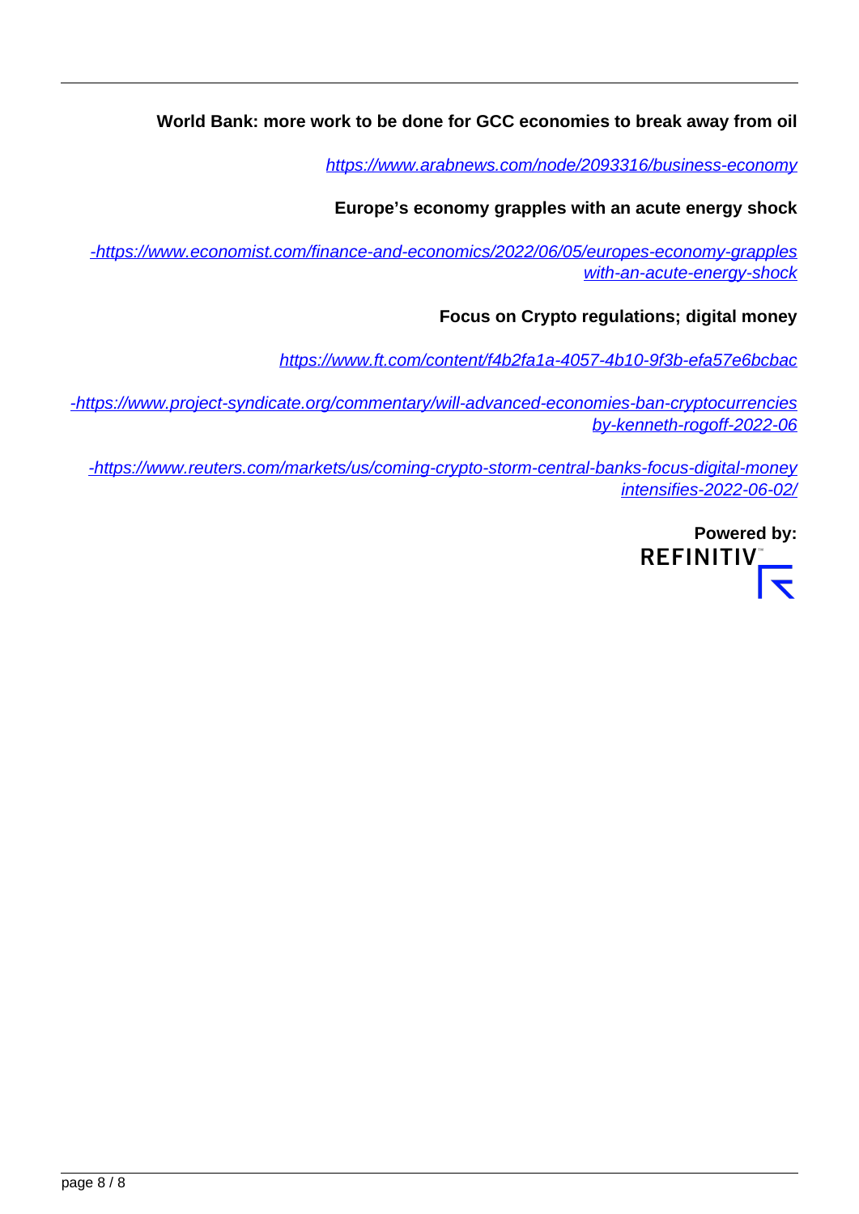**World Bank: more work to be done for GCC economies to break away from oil**

https://www.arabnews.com/node/2093316/business-economy

**Europe's economy grapples with an acute energy shock**

-https://www.economist.com/finance-and-economics/2022/06/05/europes-economy-grapples with-an-acute-energy-shock

**Focus on Crypto regulations; digital money**

https://www.ft.com/content/f4b2fa1a-4057-4b10-9f3b-efa57e6bcbac

-https://www.project-syndicate.org/commentary/will-advanced-economies-ban-cryptocurrencies by-kenneth-rogoff-2022-06

-https://www.reuters.com/markets/us/coming-crypto-storm-central-banks-focus-digital-money intensifies-2022-06-02/

**Powered by:**
REFINITIV